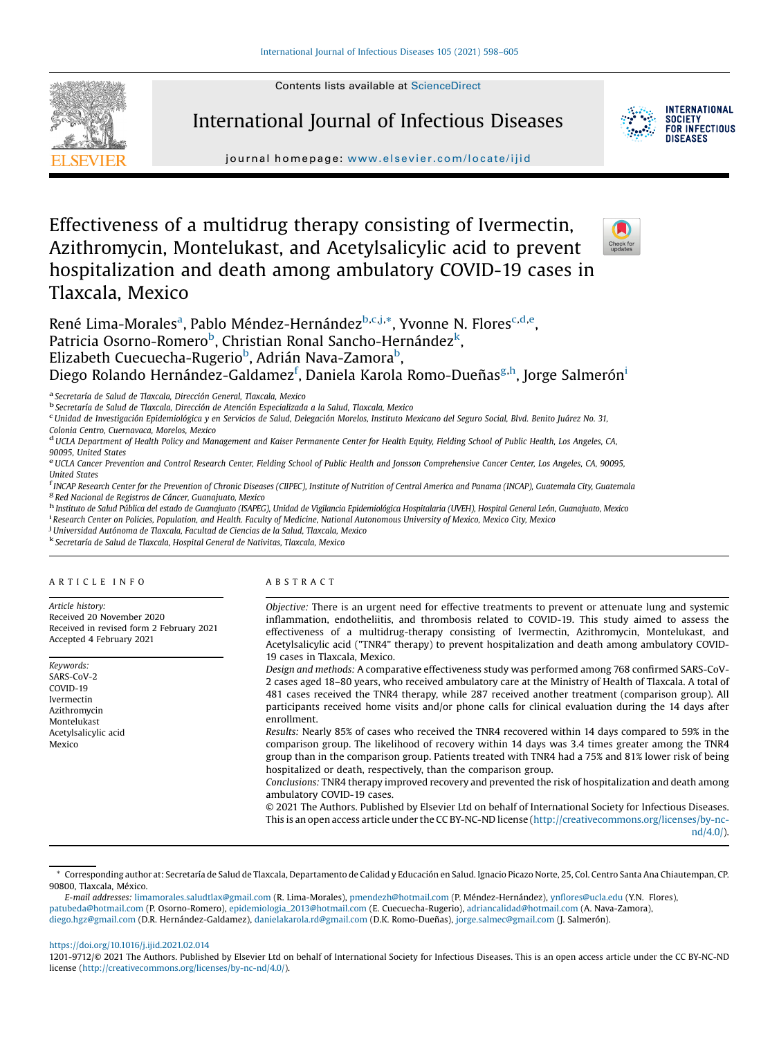# Effectiveness of a multidrug therapy consisting of Ivermectin, Azithromycin, Montelukast, and Acetylsalicylic acid to prevent hospitalization and death among ambulatory COVID-19 cases in Tlaxcala, Mexico

René Lima-Morales[a], Pablo Méndez-Hernández[b,c,j,*], Yvonne N. Flores[c,d,e], Patricia Osorno-Romero[b], Christian Ronal Sancho-Hernández[k], Elizabeth Cuecuecha-Rugerio[b], Adrián Nava-Zamora[b], Diego Rolando Hernández-Galdamez[f], Daniela Karola Romo-Dueñas[g,h], Jorge Salmerón[i]

[a] Secretaría de Salud de Tlaxcala, Dirección General, Tlaxcala, Mexico
[b] Secretaría de Salud de Tlaxcala, Dirección de Atención Especializada a la Salud, Tlaxcala, Mexico
[c] Unidad de Investigación Epidemiológica y en Servicios de Salud, Delegación Morelos, Instituto Mexicano del Seguro Social, Blvd. Benito Juárez No. 31, Colonia Centro, Cuernavaca, Morelos, Mexico
[d] UCLA Department of Health Policy and Management and Kaiser Permanente Center for Health Equity, Fielding School of Public Health, Los Angeles, CA, 90095, United States
[e] UCLA Cancer Prevention and Control Research Center, Fielding School of Public Health and Jonsson Comprehensive Cancer Center, Los Angeles, CA, 90095, United States
[f] INCAP Research Center for the Prevention of Chronic Diseases (CIIPEC), Institute of Nutrition of Central America and Panama (INCAP), Guatemala City, Guatemala
[g] Red Nacional de Registros de Cáncer, Guanajuato, Mexico
[h] Instituto de Salud Pública del estado de Guanajuato (ISAPEG), Unidad de Vigilancia Epidemiológica Hospitalaria (UVEH), Hospital General León, Guanajuato, Mexico
[i] Research Center on Policies, Population, and Health. Faculty of Medicine, National Autonomous University of Mexico, Mexico City, Mexico
[j] Universidad Autónoma de Tlaxcala, Facultad de Ciencias de la Salud, Tlaxcala, Mexico
[k] Secretaría de Salud de Tlaxcala, Hospital General de Nativitas, Tlaxcala, Mexico

## ARTICLE INFO

*Article history:*
Received 20 November 2020
Received in revised form 2 February 2021
Accepted 4 February 2021

*Keywords:*
SARS-CoV-2
COVID-19
Ivermectin
Azithromycin
Montelukast
Acetylsalicylic acid
Mexico

## ABSTRACT

*Objective:* There is an urgent need for effective treatments to prevent or attenuate lung and systemic inflammation, endotheliitis, and thrombosis related to COVID-19. This study aimed to assess the effectiveness of a multidrug-therapy consisting of Ivermectin, Azithromycin, Montelukast, and Acetylsalicylic acid ("TNR4" therapy) to prevent hospitalization and death among ambulatory COVID-19 cases in Tlaxcala, Mexico.

*Design and methods:* A comparative effectiveness study was performed among 768 confirmed SARS-CoV-2 cases aged 18–80 years, who received ambulatory care at the Ministry of Health of Tlaxcala. A total of 481 cases received the TNR4 therapy, while 287 received another treatment (comparison group). All participants received home visits and/or phone calls for clinical evaluation during the 14 days after enrollment.

*Results:* Nearly 85% of cases who received the TNR4 recovered within 14 days compared to 59% in the comparison group. The likelihood of recovery within 14 days was 3.4 times greater among the TNR4 group than in the comparison group. Patients treated with TNR4 had a 75% and 81% lower risk of being hospitalized or death, respectively, than the comparison group.

*Conclusions:* TNR4 therapy improved recovery and prevented the risk of hospitalization and death among ambulatory COVID-19 cases.

© 2021 The Authors. Published by Elsevier Ltd on behalf of International Society for Infectious Diseases. This is an open access article under the CC BY-NC-ND license (http://creativecommons.org/licenses/by-nc-nd/4.0/).

---

\* Corresponding author at: Secretaría de Salud de Tlaxcala, Departamento de Calidad y Educación en Salud. Ignacio Picazo Norte, 25, Col. Centro Santa Ana Chiautempan, CP. 90800, Tlaxcala, México.

*E-mail addresses:* limamorales.saludtlax@gmail.com (R. Lima-Morales), pmendezh@hotmail.com (P. Méndez-Hernández), ynflores@ucla.edu (Y.N. Flores), patubeda@hotmail.com (P. Osorno-Romero), epidemiologia_2013@hotmail.com (E. Cuecuecha-Rugerio), adriancalidad@hotmail.com (A. Nava-Zamora), diego.hgz@gmail.com (D.R. Hernández-Galdamez), danielakarola.rd@gmail.com (D.K. Romo-Dueñas), jorge.salmec@gmail.com (J. Salmerón).

https://doi.org/10.1016/j.ijid.2021.02.014

1201-9712/© 2021 The Authors. Published by Elsevier Ltd on behalf of International Society for Infectious Diseases. This is an open access article under the CC BY-NC-ND license (http://creativecommons.org/licenses/by-nc-nd/4.0/).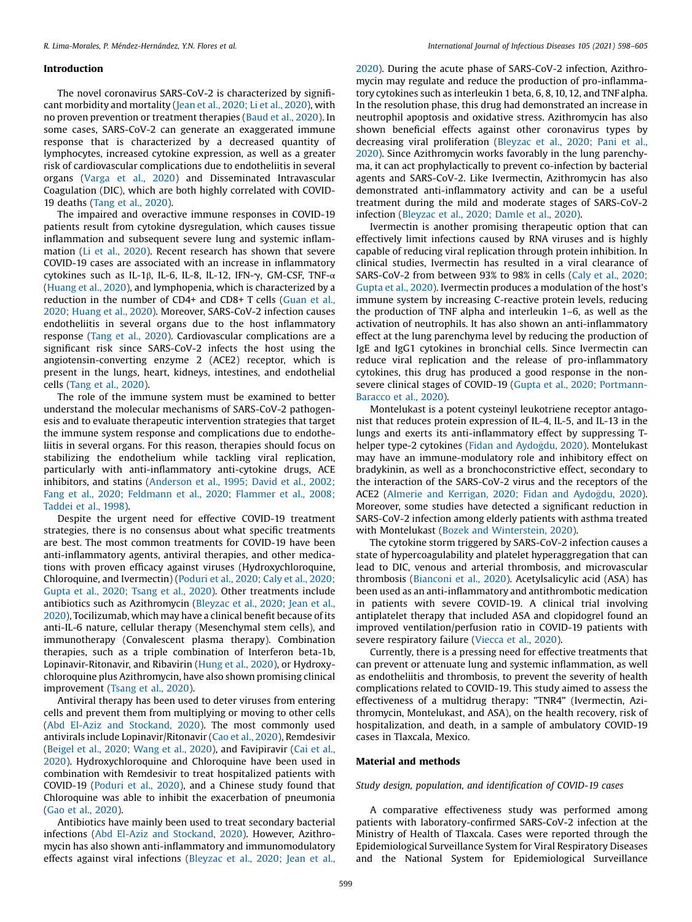## Introduction

The novel coronavirus SARS-CoV-2 is characterized by significant morbidity and mortality (Jean et al., 2020; Li et al., 2020), with no proven prevention or treatment therapies (Baud et al., 2020). In some cases, SARS-CoV-2 can generate an exaggerated immune response that is characterized by a decreased quantity of lymphocytes, increased cytokine expression, as well as a greater risk of cardiovascular complications due to endotheliitis in several organs (Varga et al., 2020) and Disseminated Intravascular Coagulation (DIC), which are both highly correlated with COVID-19 deaths (Tang et al., 2020).

The impaired and overactive immune responses in COVID-19 patients result from cytokine dysregulation, which causes tissue inflammation and subsequent severe lung and systemic inflammation (Li et al., 2020). Recent research has shown that severe COVID-19 cases are associated with an increase in inflammatory cytokines such as IL-1β, IL-6, IL-8, IL-12, IFN-γ, GM-CSF, TNF-α (Huang et al., 2020), and lymphopenia, which is characterized by a reduction in the number of CD4+ and CD8+ T cells (Guan et al., 2020; Huang et al., 2020). Moreover, SARS-CoV-2 infection causes endotheliitis in several organs due to the host inflammatory response (Tang et al., 2020). Cardiovascular complications are a significant risk since SARS-CoV-2 infects the host using the angiotensin-converting enzyme 2 (ACE2) receptor, which is present in the lungs, heart, kidneys, intestines, and endothelial cells (Tang et al., 2020).

The role of the immune system must be examined to better understand the molecular mechanisms of SARS-CoV-2 pathogenesis and to evaluate therapeutic intervention strategies that target the immune system response and complications due to endotheliitis in several organs. For this reason, therapies should focus on stabilizing the endothelium while tackling viral replication, particularly with anti-inflammatory anti-cytokine drugs, ACE inhibitors, and statins (Anderson et al., 1995; David et al., 2002; Fang et al., 2020; Feldmann et al., 2020; Flammer et al., 2008; Taddei et al., 1998).

Despite the urgent need for effective COVID-19 treatment strategies, there is no consensus about what specific treatments are best. The most common treatments for COVID-19 have been anti-inflammatory agents, antiviral therapies, and other medications with proven efficacy against viruses (Hydroxychloroquine, Chloroquine, and Ivermectin) (Poduri et al., 2020; Caly et al., 2020; Gupta et al., 2020; Tsang et al., 2020). Other treatments include antibiotics such as Azithromycin (Bleyzac et al., 2020; Jean et al., 2020), Tocilizumab, which may have a clinical benefit because of its anti-IL-6 nature, cellular therapy (Mesenchymal stem cells), and immunotherapy (Convalescent plasma therapy). Combination therapies, such as a triple combination of Interferon beta-1b, Lopinavir-Ritonavir, and Ribavirin (Hung et al., 2020), or Hydroxychloroquine plus Azithromycin, have also shown promising clinical improvement (Tsang et al., 2020).

Antiviral therapy has been used to deter viruses from entering cells and prevent them from multiplying or moving to other cells (Abd El-Aziz and Stockand, 2020). The most commonly used antivirals include Lopinavir/Ritonavir (Cao et al., 2020), Remdesivir (Beigel et al., 2020; Wang et al., 2020), and Favipiravir (Cai et al., 2020). Hydroxychloroquine and Chloroquine have been used in combination with Remdesivir to treat hospitalized patients with COVID-19 (Poduri et al., 2020), and a Chinese study found that Chloroquine was able to inhibit the exacerbation of pneumonia (Gao et al., 2020).

Antibiotics have mainly been used to treat secondary bacterial infections (Abd El-Aziz and Stockand, 2020). However, Azithromycin has also shown anti-inflammatory and immunomodulatory effects against viral infections (Bleyzac et al., 2020; Jean et al., 2020). During the acute phase of SARS-CoV-2 infection, Azithromycin may regulate and reduce the production of pro-inflammatory cytokines such as interleukin 1 beta, 6, 8, 10, 12, and TNF alpha. In the resolution phase, this drug had demonstrated an increase in neutrophil apoptosis and oxidative stress. Azithromycin has also shown beneficial effects against other coronavirus types by decreasing viral proliferation (Bleyzac et al., 2020; Pani et al., 2020). Since Azithromycin works favorably in the lung parenchyma, it can act prophylactically to prevent co-infection by bacterial agents and SARS-CoV-2. Like Ivermectin, Azithromycin has also demonstrated anti-inflammatory activity and can be a useful treatment during the mild and moderate stages of SARS-CoV-2 infection (Bleyzac et al., 2020; Damle et al., 2020).

Ivermectin is another promising therapeutic option that can effectively limit infections caused by RNA viruses and is highly capable of reducing viral replication through protein inhibition. In clinical studies, Ivermectin has resulted in a viral clearance of SARS-CoV-2 from between 93% to 98% in cells (Caly et al., 2020; Gupta et al., 2020). Ivermectin produces a modulation of the host's immune system by increasing C-reactive protein levels, reducing the production of TNF alpha and interleukin 1–6, as well as the activation of neutrophils. It has also shown an anti-inflammatory effect at the lung parenchyma level by reducing the production of IgE and IgG1 cytokines in bronchial cells. Since Ivermectin can reduce viral replication and the release of pro-inflammatory cytokines, this drug has produced a good response in the non-severe clinical stages of COVID-19 (Gupta et al., 2020; Portmann-Baracco et al., 2020).

Montelukast is a potent cysteinyl leukotriene receptor antagonist that reduces protein expression of IL-4, IL-5, and IL-13 in the lungs and exerts its anti-inflammatory effect by suppressing T-helper type-2 cytokines (Fidan and Aydoğdu, 2020). Montelukast may have an immune-modulatory role and inhibitory effect on bradykinin, as well as a bronchoconstrictive effect, secondary to the interaction of the SARS-CoV-2 virus and the receptors of the ACE2 (Almerie and Kerrigan, 2020; Fidan and Aydoğdu, 2020). Moreover, some studies have detected a significant reduction in SARS-CoV-2 infection among elderly patients with asthma treated with Montelukast (Bozek and Winterstein, 2020).

The cytokine storm triggered by SARS-CoV-2 infection causes a state of hypercoagulability and platelet hyperaggregation that can lead to DIC, venous and arterial thrombosis, and microvascular thrombosis (Bianconi et al., 2020). Acetylsalicylic acid (ASA) has been used as an anti-inflammatory and antithrombotic medication in patients with severe COVID-19. A clinical trial involving antiplatelet therapy that included ASA and clopidogrel found an improved ventilation/perfusion ratio in COVID-19 patients with severe respiratory failure (Viecca et al., 2020).

Currently, there is a pressing need for effective treatments that can prevent or attenuate lung and systemic inflammation, as well as endotheliitis and thrombosis, to prevent the severity of health complications related to COVID-19. This study aimed to assess the effectiveness of a multidrug therapy: "TNR4" (Ivermectin, Azithromycin, Montelukast, and ASA), on the health recovery, risk of hospitalization, and death, in a sample of ambulatory COVID-19 cases in Tlaxcala, Mexico.

## Material and methods

### *Study design, population, and identification of COVID-19 cases*

A comparative effectiveness study was performed among patients with laboratory-confirmed SARS-CoV-2 infection at the Ministry of Health of Tlaxcala. Cases were reported through the Epidemiological Surveillance System for Viral Respiratory Diseases and the National System for Epidemiological Surveillance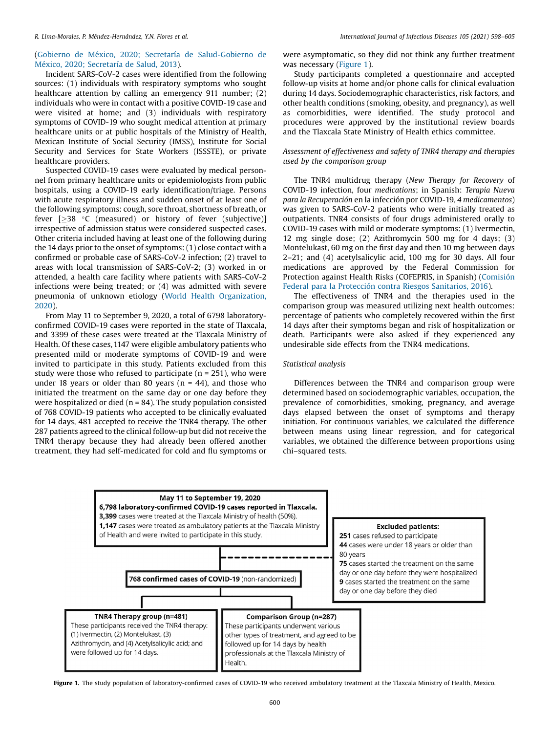(Gobierno de México, 2020; Secretaría de Salud-Gobierno de México, 2020; Secretaría de Salud, 2013).

Incident SARS-CoV-2 cases were identified from the following sources: (1) individuals with respiratory symptoms who sought healthcare attention by calling an emergency 911 number; (2) individuals who were in contact with a positive COVID-19 case and were visited at home; and (3) individuals with respiratory symptoms of COVID-19 who sought medical attention at primary healthcare units or at public hospitals of the Ministry of Health, Mexican Institute of Social Security (IMSS), Institute for Social Security and Services for State Workers (ISSSTE), or private healthcare providers.

Suspected COVID-19 cases were evaluated by medical personnel from primary healthcare units or epidemiologists from public hospitals, using a COVID-19 early identification/triage. Persons with acute respiratory illness and sudden onset of at least one of the following symptoms: cough, sore throat, shortness of breath, or fever [≥38 °C (measured) or history of fever (subjective)] irrespective of admission status were considered suspected cases. Other criteria included having at least one of the following during the 14 days prior to the onset of symptoms: (1) close contact with a confirmed or probable case of SARS-CoV-2 infection; (2) travel to areas with local transmission of SARS-CoV-2; (3) worked in or attended, a health care facility where patients with SARS-CoV-2 infections were being treated; or (4) was admitted with severe pneumonia of unknown etiology (World Health Organization, 2020).

From May 11 to September 9, 2020, a total of 6798 laboratory-confirmed COVID-19 cases were reported in the state of Tlaxcala, and 3399 of these cases were treated at the Tlaxcala Ministry of Health. Of these cases, 1147 were eligible ambulatory patients who presented mild or moderate symptoms of COVID-19 and were invited to participate in this study. Patients excluded from this study were those who refused to participate (n = 251), who were under 18 years or older than 80 years (n = 44), and those who initiated the treatment on the same day or one day before they were hospitalized or died (n = 84). The study population consisted of 768 COVID-19 patients who accepted to be clinically evaluated for 14 days, 481 accepted to receive the TNR4 therapy. The other 287 patients agreed to the clinical follow-up but did not receive the TNR4 therapy because they had already been offered another treatment, they had self-medicated for cold and flu symptoms or were asymptomatic, so they did not think any further treatment was necessary (Figure 1).

Study participants completed a questionnaire and accepted follow-up visits at home and/or phone calls for clinical evaluation during 14 days. Sociodemographic characteristics, risk factors, and other health conditions (smoking, obesity, and pregnancy), as well as comorbidities, were identified. The study protocol and procedures were approved by the institutional review boards and the Tlaxcala State Ministry of Health ethics committee.

### *Assessment of effectiveness and safety of TNR4 therapy and therapies used by the comparison group*

The TNR4 multidrug therapy (*New Therapy for Recovery* of COVID-19 infection, four *medications*; in Spanish: *Terapia Nueva para la Recuperación* en la infección por COVID-19, *4 medicamentos*) was given to SARS-CoV-2 patients who were initially treated as outpatients. TNR4 consists of four drugs administered orally to COVID-19 cases with mild or moderate symptoms: (1) Ivermectin, 12 mg single dose; (2) Azithromycin 500 mg for 4 days; (3) Montelukast, 60 mg on the first day and then 10 mg between days 2–21; and (4) acetylsalicylic acid, 100 mg for 30 days. All four medications are approved by the Federal Commission for Protection against Health Risks (COFEPRIS, in Spanish) (Comisión Federal para la Protección contra Riesgos Sanitarios, 2016).

The effectiveness of TNR4 and the therapies used in the comparison group was measured utilizing next health outcomes: percentage of patients who completely recovered within the first 14 days after their symptoms began and risk of hospitalization or death. Participants were also asked if they experienced any undesirable side effects from the TNR4 medications.

### *Statistical analysis*

Differences between the TNR4 and comparison group were determined based on sociodemographic variables, occupation, the prevalence of comorbidities, smoking, pregnancy, and average days elapsed between the onset of symptoms and therapy initiation. For continuous variables, we calculated the difference between means using linear regression, and for categorical variables, we obtained the difference between proportions using chi–squared tests.

**May 11 to September 19, 2020**
**6,798 laboratory-confirmed COVID-19 cases reported in Tlaxcala.**
**3,399** cases were treated at the Tlaxcala Ministry of health (50%).
**1,147** cases were treated as ambulatory patients at the Tlaxcala Ministry of Health and were invited to participate in this study.

**Excluded patients:**
**251** cases refused to participate
**44** cases were under 18 years or older than 80 years
**75** cases started the treatment on the same day or one day before they were hospitalized
**9** cases started the treatment on the same day or one day before they died

**768 confirmed cases of COVID-19** (non-randomized)

**TNR4 Therapy group (n=481)**
These participants received the TNR4 therapy: (1) Ivermectin, (2) Montelukast, (3) Azithromycin, and (4) Acetylsalicylic acid; and were followed up for 14 days.

**Comparison Group (n=287)**
These participants underwent various other types of treatment, and agreed to be followed up for 14 days by health professionals at the Tlaxcala Ministry of Health.

**Figure 1.** The study population of laboratory-confirmed cases of COVID-19 who received ambulatory treatment at the Tlaxcala Ministry of Health, Mexico.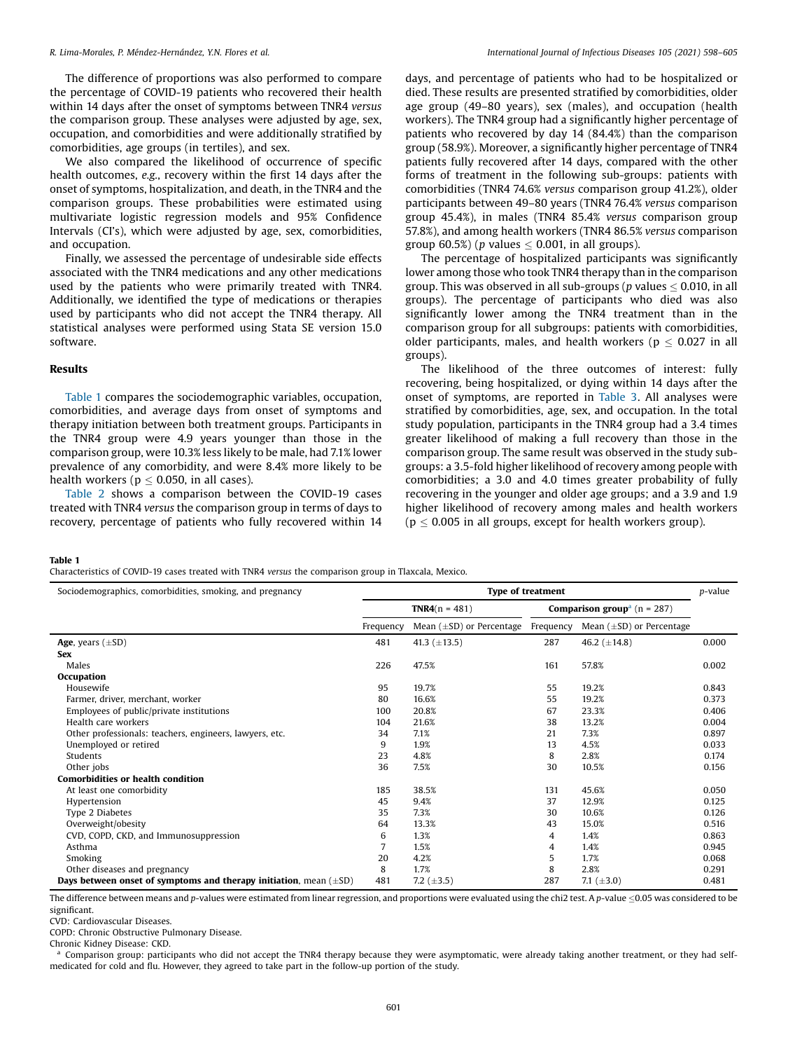The difference of proportions was also performed to compare the percentage of COVID-19 patients who recovered their health within 14 days after the onset of symptoms between TNR4 *versus* the comparison group. These analyses were adjusted by age, sex, occupation, and comorbidities and were additionally stratified by comorbidities, age groups (in tertiles), and sex.

We also compared the likelihood of occurrence of specific health outcomes, *e.g.*, recovery within the first 14 days after the onset of symptoms, hospitalization, and death, in the TNR4 and the comparison groups. These probabilities were estimated using multivariate logistic regression models and 95% Confidence Intervals (CI's), which were adjusted by age, sex, comorbidities, and occupation.

Finally, we assessed the percentage of undesirable side effects associated with the TNR4 medications and any other medications used by the patients who were primarily treated with TNR4. Additionally, we identified the type of medications or therapies used by participants who did not accept the TNR4 therapy. All statistical analyses were performed using Stata SE version 15.0 software.

## Results

Table 1 compares the sociodemographic variables, occupation, comorbidities, and average days from onset of symptoms and therapy initiation between both treatment groups. Participants in the TNR4 group were 4.9 years younger than those in the comparison group, were 10.3% less likely to be male, had 7.1% lower prevalence of any comorbidity, and were 8.4% more likely to be health workers ($p \leq 0.050$, in all cases).

Table 2 shows a comparison between the COVID-19 cases treated with TNR4 *versus* the comparison group in terms of days to recovery, percentage of patients who fully recovered within 14 days, and percentage of patients who had to be hospitalized or died. These results are presented stratified by comorbidities, older age group (49–80 years), sex (males), and occupation (health workers). The TNR4 group had a significantly higher percentage of patients who recovered by day 14 (84.4%) than the comparison group (58.9%). Moreover, a significantly higher percentage of TNR4 patients fully recovered after 14 days, compared with the other forms of treatment in the following sub-groups: patients with comorbidities (TNR4 74.6% *versus* comparison group 41.2%), older participants between 49–80 years (TNR4 76.4% *versus* comparison group 45.4%), in males (TNR4 85.4% *versus* comparison group 57.8%), and among health workers (TNR4 86.5% *versus* comparison group 60.5%) ($p$ values $\leq 0.001$, in all groups).

The percentage of hospitalized participants was significantly lower among those who took TNR4 therapy than in the comparison group. This was observed in all sub-groups ($p$ values $\leq 0.010$, in all groups). The percentage of participants who died was also significantly lower among the TNR4 treatment than in the comparison group for all subgroups: patients with comorbidities, older participants, males, and health workers ($p \leq 0.027$ in all groups).

The likelihood of the three outcomes of interest: fully recovering, being hospitalized, or dying within 14 days after the onset of symptoms, are reported in Table 3. All analyses were stratified by comorbidities, age, sex, and occupation. In the total study population, participants in the TNR4 group had a 3.4 times greater likelihood of making a full recovery than those in the comparison group. The same result was observed in the study sub-groups: a 3.5-fold higher likelihood of recovery among people with comorbidities; a 3.0 and 4.0 times greater probability of fully recovering in the younger and older age groups; and a 3.9 and 1.9 higher likelihood of recovery among males and health workers ($p \leq 0.005$ in all groups, except for health workers group).

**Table 1**
Characteristics of COVID-19 cases treated with TNR4 *versus* the comparison group in Tlaxcala, Mexico.

| Sociodemographics, comorbidities, smoking, and pregnancy | Type of treatment | | | | *p*-value |
|---|---|---|---|---|---|
| | **TNR4**(n = 481) | | **Comparison group**[a] (n = 287) | | |
| | Frequency | Mean (±SD) or Percentage | Frequency | Mean (±SD) or Percentage | |
| **Age**, years (±SD) | 481 | 41.3 (±13.5) | 287 | 46.2 (±14.8) | 0.000 |
| **Sex** | | | | | |
| Males | 226 | 47.5% | 161 | 57.8% | 0.002 |
| **Occupation** | | | | | |
| Housewife | 95 | 19.7% | 55 | 19.2% | 0.843 |
| Farmer, driver, merchant, worker | 80 | 16.6% | 55 | 19.2% | 0.373 |
| Employees of public/private institutions | 100 | 20.8% | 67 | 23.3% | 0.406 |
| Health care workers | 104 | 21.6% | 38 | 13.2% | 0.004 |
| Other professionals: teachers, engineers, lawyers, etc. | 34 | 7.1% | 21 | 7.3% | 0.897 |
| Unemployed or retired | 9 | 1.9% | 13 | 4.5% | 0.033 |
| Students | 23 | 4.8% | 8 | 2.8% | 0.174 |
| Other jobs | 36 | 7.5% | 30 | 10.5% | 0.156 |
| **Comorbidities or health condition** | | | | | |
| At least one comorbidity | 185 | 38.5% | 131 | 45.6% | 0.050 |
| Hypertension | 45 | 9.4% | 37 | 12.9% | 0.125 |
| Type 2 Diabetes | 35 | 7.3% | 30 | 10.6% | 0.126 |
| Overweight/obesity | 64 | 13.3% | 43 | 15.0% | 0.516 |
| CVD, COPD, CKD, and Immunosuppression | 6 | 1.3% | 4 | 1.4% | 0.863 |
| Asthma | 7 | 1.5% | 4 | 1.4% | 0.945 |
| Smoking | 20 | 4.2% | 5 | 1.7% | 0.068 |
| Other diseases and pregnancy | 8 | 1.7% | 8 | 2.8% | 0.291 |
| **Days between onset of symptoms and therapy initiation**, mean (±SD) | 481 | 7.2 (±3.5) | 287 | 7.1 (±3.0) | 0.481 |

The difference between means and *p*-values were estimated from linear regression, and proportions were evaluated using the chi2 test. A *p*-value ≤0.05 was considered to be significant.

CVD: Cardiovascular Diseases.

COPD: Chronic Obstructive Pulmonary Disease.

Chronic Kidney Disease: CKD.

[a] Comparison group: participants who did not accept the TNR4 therapy because they were asymptomatic, were already taking another treatment, or they had self-medicated for cold and flu. However, they agreed to take part in the follow-up portion of the study.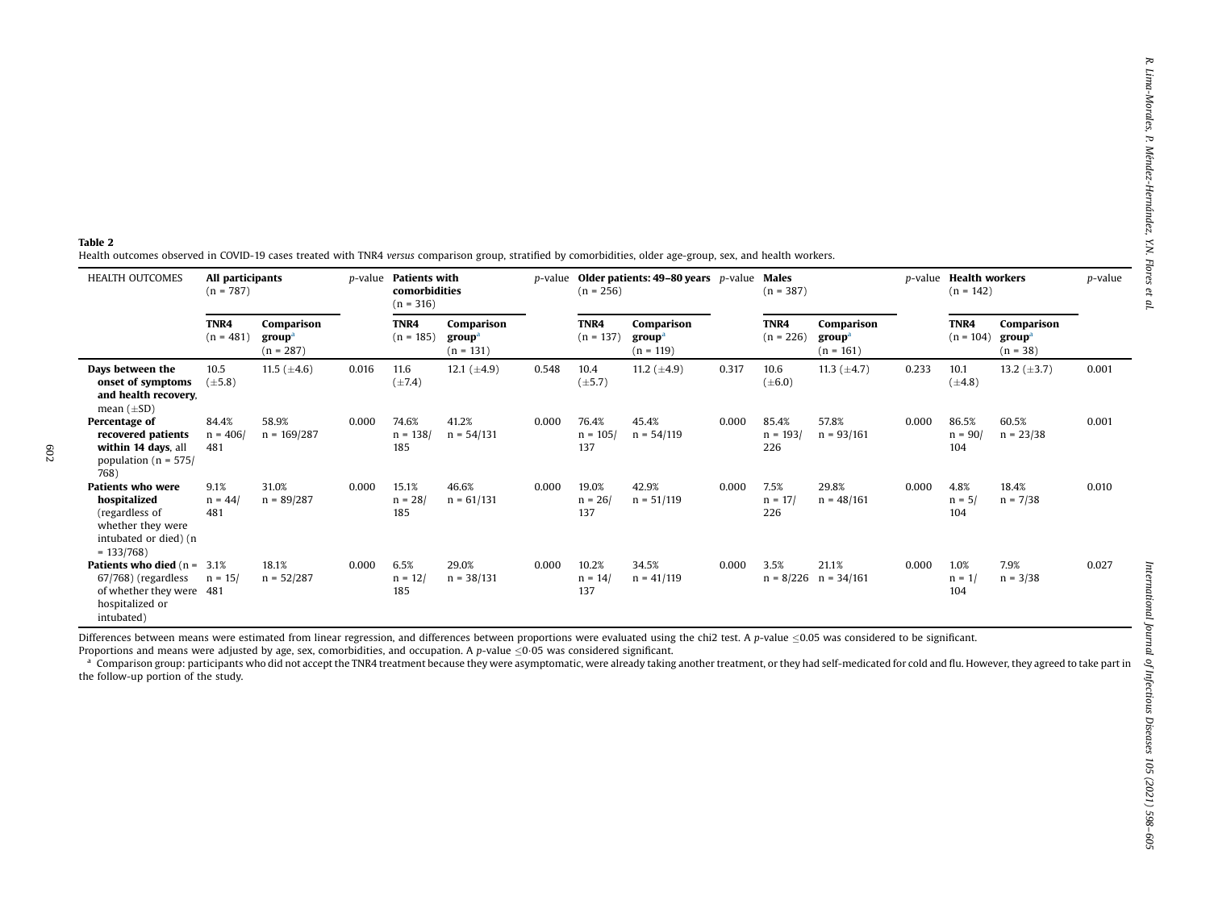**Table 2**

Health outcomes observed in COVID-19 cases treated with TNR4 *versus* comparison group, stratified by comorbidities, older age-group, sex, and health workers.

| HEALTH OUTCOMES | All participants (n = 787) | | *p*-value | Patients with comorbidities (n = 316) | | *p*-value | Older patients: 49–80 years (n = 256) | | *p*-value | Males (n = 387) | | *p*-value | Health workers (n = 142) | | *p*-value |
|---|---|---|---|---|---|---|---|---|---|---|---|---|---|---|---|
| | TNR4 (n = 481) | Comparison group[a] (n = 287) | | TNR4 (n = 185) | Comparison group[a] (n = 131) | | TNR4 (n = 137) | Comparison group[a] (n = 119) | | TNR4 (n = 226) | Comparison group[a] (n = 161) | | TNR4 (n = 104) | Comparison group[a] (n = 38) | |
| **Days between the onset of symptoms and health recovery**, mean (±SD) | 10.5 (±5.8) | 11.5 (±4.6) | 0.016 | 11.6 (±7.4) | 12.1 (±4.9) | 0.548 | 10.4 (±5.7) | 11.2 (±4.9) | 0.317 | 10.6 (±6.0) | 11.3 (±4.7) | 0.233 | 10.1 (±4.8) | 13.2 (±3.7) | 0.001 |
| **Percentage of recovered patients within 14 days**, all population (n = 575/768) | 84.4% n = 406/481 | 58.9% n = 169/287 | 0.000 | 74.6% n = 138/185 | 41.2% n = 54/131 | 0.000 | 76.4% n = 105/137 | 45.4% n = 54/119 | 0.000 | 85.4% n = 193/226 | 57.8% n = 93/161 | 0.000 | 86.5% n = 90/104 | 60.5% n = 23/38 | 0.001 |
| **Patients who were hospitalized** (regardless of whether they were intubated or died) (n = 133/768) | 9.1% n = 44/481 | 31.0% n = 89/287 | 0.000 | 15.1% n = 28/185 | 46.6% n = 61/131 | 0.000 | 19.0% n = 26/137 | 42.9% n = 51/119 | 0.000 | 7.5% n = 17/226 | 29.8% n = 48/161 | 0.000 | 4.8% n = 5/104 | 18.4% n = 7/38 | 0.010 |
| **Patients who died** (n = 67/768) (regardless of whether they were hospitalized or intubated) | 3.1% n = 15/481 | 18.1% n = 52/287 | 0.000 | 6.5% n = 12/185 | 29.0% n = 38/131 | 0.000 | 10.2% n = 14/137 | 34.5% n = 41/119 | 0.000 | 3.5% n = 8/226 | 21.1% n = 34/161 | 0.000 | 1.0% n = 1/104 | 7.9% n = 3/38 | 0.027 |

Differences between means were estimated from linear regression, and differences between proportions were evaluated using the chi2 test. A *p*-value ≤0.05 was considered to be significant.

Proportions and means were adjusted by age, sex, comorbidities, and occupation. A *p*-value ≤0·05 was considered significant.

[a] Comparison group: participants who did not accept the TNR4 treatment because they were asymptomatic, were already taking another treatment, or they had self-medicated for cold and flu. However, they agreed to take part in the follow-up portion of the study.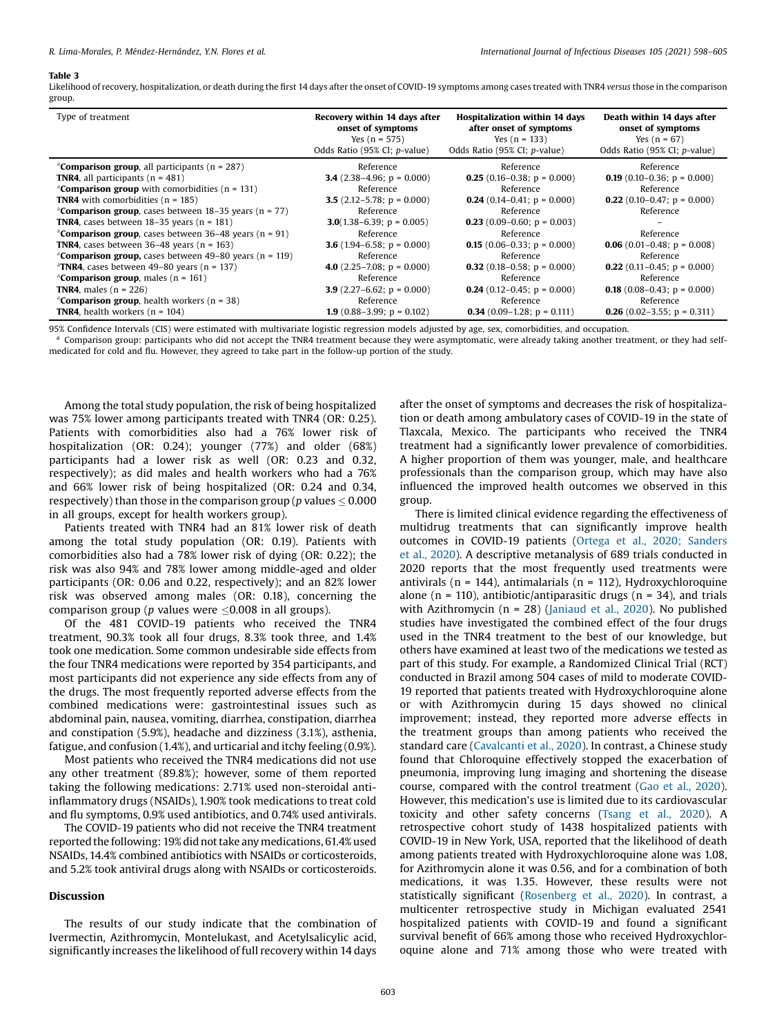**Table 3**
Likelihood of recovery, hospitalization, or death during the first 14 days after the onset of COVID-19 symptoms among cases treated with TNR4 *versus* those in the comparison group.

| Type of treatment | Recovery within 14 days after onset of symptoms Yes (n = 575) Odds Ratio (95% CI; *p*-value) | Hospitalization within 14 days after onset of symptoms Yes (n = 133) Odds Ratio (95% CI; *p*-value) | Death within 14 days after onset of symptoms Yes (n = 67) Odds Ratio (95% CI; *p*-value) |
|---|---|---|---|
| [a]**Comparison group**, all participants (n = 287) | Reference | Reference | Reference |
| **TNR4**, all participants (n = 481) | **3.4** (2.38–4.96; p = 0.000) | **0.25** (0.16–0.38; p = 0.000) | **0.19** (0.10–0.36; p = 0.000) |
| [a]**Comparison group** with comorbidities (n = 131) | Reference | Reference | Reference |
| **TNR4** with comorbidities (n = 185) | **3.5** (2.12–5.78; p = 0.000) | **0.24** (0.14–0.41; p = 0.000) | **0.22** (0.10–0.47; p = 0.000) |
| [a]**Comparison group**, cases between 18–35 years (n = 77) | Reference | Reference | Reference |
| **TNR4**, cases between 18–35 years (n = 181) | **3.0**(1.38–6.39; p = 0.005) | **0.23** (0.09–0.60; p = 0.003) | – |
| [a]**Comparison group**, cases between 36–48 years (n = 91) | Reference | Reference | Reference |
| **TNR4**, cases between 36–48 years (n = 163) | **3.6** (1.94–6.58; p = 0.000) | **0.15** (0.06–0.33; p = 0.000) | **0.06** (0.01–0.48; p = 0.008) |
| [a]**Comparison group,** cases between 49–80 years (n = 119) | Reference | Reference | Reference |
| [a]**TNR4**, cases between 49–80 years (n = 137) | **4.0** (2.25–7.08; p = 0.000) | **0.32** (0.18–0.58; p = 0.000) | **0.22** (0.11–0.45; p = 0.000) |
| [a]**Comparison group**, males (n = 161) | Reference | Reference | Reference |
| **TNR4**, males (n = 226) | **3.9** (2.27–6.62; p = 0.000) | **0.24** (0.12–0.45; p = 0.000) | **0.18** (0.08–0.43; p = 0.000) |
| [a]**Comparison group**, health workers (n = 38) | Reference | Reference | Reference |
| **TNR4**, health workers (n = 104) | **1.9** (0.88–3.99; p = 0.102) | **0.34** (0.09–1.28; p = 0.111) | **0.26** (0.02–3.55; p = 0.311) |

95% Confidence Intervals (CIS) were estimated with multivariate logistic regression models adjusted by age, sex, comorbidities, and occupation.
[a] Comparison group: participants who did not accept the TNR4 treatment because they were asymptomatic, were already taking another treatment, or they had self-medicated for cold and flu. However, they agreed to take part in the follow-up portion of the study.

Among the total study population, the risk of being hospitalized was 75% lower among participants treated with TNR4 (OR: 0.25). Patients with comorbidities also had a 76% lower risk of hospitalization (OR: 0.24); younger (77%) and older (68%) participants had a lower risk as well (OR: 0.23 and 0.32, respectively); as did males and health workers who had a 76% and 66% lower risk of being hospitalized (OR: 0.24 and 0.34, respectively) than those in the comparison group ($p$ values $\leq 0.000$ in all groups, except for health workers group).

Patients treated with TNR4 had an 81% lower risk of death among the total study population (OR: 0.19). Patients with comorbidities also had a 78% lower risk of dying (OR: 0.22); the risk was also 94% and 78% lower among middle-aged and older participants (OR: 0.06 and 0.22, respectively); and an 82% lower risk was observed among males (OR: 0.18), concerning the comparison group ($p$ values were $\leq 0.008$ in all groups).

Of the 481 COVID-19 patients who received the TNR4 treatment, 90.3% took all four drugs, 8.3% took three, and 1.4% took one medication. Some common undesirable side effects from the four TNR4 medications were reported by 354 participants, and most participants did not experience any side effects from any of the drugs. The most frequently reported adverse effects from the combined medications were: gastrointestinal issues such as abdominal pain, nausea, vomiting, diarrhea, constipation, diarrhea and constipation (5.9%), headache and dizziness (3.1%), asthenia, fatigue, and confusion (1.4%), and urticarial and itchy feeling (0.9%).

Most patients who received the TNR4 medications did not use any other treatment (89.8%); however, some of them reported taking the following medications: 2.71% used non-steroidal anti-inflammatory drugs (NSAIDs), 1.90% took medications to treat cold and flu symptoms, 0.9% used antibiotics, and 0.74% used antivirals.

The COVID-19 patients who did not receive the TNR4 treatment reported the following: 19% did not take any medications, 61.4% used NSAIDs, 14.4% combined antibiotics with NSAIDs or corticosteroids, and 5.2% took antiviral drugs along with NSAIDs or corticosteroids.

## Discussion

The results of our study indicate that the combination of Ivermectin, Azithromycin, Montelukast, and Acetylsalicylic acid, significantly increases the likelihood of full recovery within 14 days after the onset of symptoms and decreases the risk of hospitalization or death among ambulatory cases of COVID-19 in the state of Tlaxcala, Mexico. The participants who received the TNR4 treatment had a significantly lower prevalence of comorbidities. A higher proportion of them was younger, male, and healthcare professionals than the comparison group, which may have also influenced the improved health outcomes we observed in this group.

There is limited clinical evidence regarding the effectiveness of multidrug treatments that can significantly improve health outcomes in COVID-19 patients (Ortega et al., 2020; Sanders et al., 2020). A descriptive metanalysis of 689 trials conducted in 2020 reports that the most frequently used treatments were antivirals (n = 144), antimalarials (n = 112), Hydroxychloroquine alone (n = 110), antibiotic/antiparasitic drugs (n = 34), and trials with Azithromycin (n = 28) (Janiaud et al., 2020). No published studies have investigated the combined effect of the four drugs used in the TNR4 treatment to the best of our knowledge, but others have examined at least two of the medications we tested as part of this study. For example, a Randomized Clinical Trial (RCT) conducted in Brazil among 504 cases of mild to moderate COVID-19 reported that patients treated with Hydroxychloroquine alone or with Azithromycin during 15 days showed no clinical improvement; instead, they reported more adverse effects in the treatment groups than among patients who received the standard care (Cavalcanti et al., 2020). In contrast, a Chinese study found that Chloroquine effectively stopped the exacerbation of pneumonia, improving lung imaging and shortening the disease course, compared with the control treatment (Gao et al., 2020). However, this medication's use is limited due to its cardiovascular toxicity and other safety concerns (Tsang et al., 2020). A retrospective cohort study of 1438 hospitalized patients with COVID-19 in New York, USA, reported that the likelihood of death among patients treated with Hydroxychloroquine alone was 1.08, for Azithromycin alone it was 0.56, and for a combination of both medications, it was 1.35. However, these results were not statistically significant (Rosenberg et al., 2020). In contrast, a multicenter retrospective study in Michigan evaluated 2541 hospitalized patients with COVID-19 and found a significant survival benefit of 66% among those who received Hydroxychloroquine alone and 71% among those who were treated with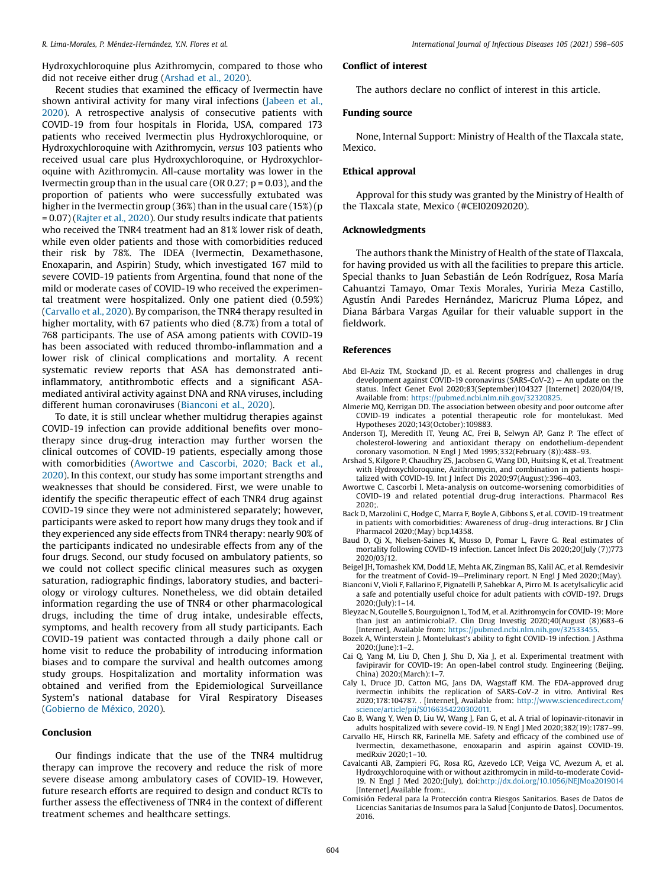Hydroxychloroquine plus Azithromycin, compared to those who did not receive either drug (Arshad et al., 2020).

Recent studies that examined the efficacy of Ivermectin have shown antiviral activity for many viral infections (Jabeen et al., 2020). A retrospective analysis of consecutive patients with COVID-19 from four hospitals in Florida, USA, compared 173 patients who received Ivermectin plus Hydroxychloroquine, or Hydroxychloroquine with Azithromycin, *versus* 103 patients who received usual care plus Hydroxychloroquine, or Hydroxychloroquine with Azithromycin. All-cause mortality was lower in the Ivermectin group than in the usual care (OR 0.27; p = 0.03), and the proportion of patients who were successfully extubated was higher in the Ivermectin group (36%) than in the usual care (15%) (p = 0.07) (Rajter et al., 2020). Our study results indicate that patients who received the TNR4 treatment had an 81% lower risk of death, while even older patients and those with comorbidities reduced their risk by 78%. The IDEA (Ivermectin, Dexamethasone, Enoxaparin, and Aspirin) Study, which investigated 167 mild to severe COVID-19 patients from Argentina, found that none of the mild or moderate cases of COVID-19 who received the experimental treatment were hospitalized. Only one patient died (0.59%) (Carvallo et al., 2020). By comparison, the TNR4 therapy resulted in higher mortality, with 67 patients who died (8.7%) from a total of 768 participants. The use of ASA among patients with COVID-19 has been associated with reduced thrombo-inflammation and a lower risk of clinical complications and mortality. A recent systematic review reports that ASA has demonstrated anti-inflammatory, antithrombotic effects and a significant ASA-mediated antiviral activity against DNA and RNA viruses, including different human coronaviruses (Bianconi et al., 2020).

To date, it is still unclear whether multidrug therapies against COVID-19 infection can provide additional benefits over monotherapy since drug-drug interaction may further worsen the clinical outcomes of COVID-19 patients, especially among those with comorbidities (Awortwe and Cascorbi, 2020; Back et al., 2020). In this context, our study has some important strengths and weaknesses that should be considered. First, we were unable to identify the specific therapeutic effect of each TNR4 drug against COVID-19 since they were not administered separately; however, participants were asked to report how many drugs they took and if they experienced any side effects from TNR4 therapy: nearly 90% of the participants indicated no undesirable effects from any of the four drugs. Second, our study focused on ambulatory patients, so we could not collect specific clinical measures such as oxygen saturation, radiographic findings, laboratory studies, and bacteriology or virology cultures. Nonetheless, we did obtain detailed information regarding the use of TNR4 or other pharmacological drugs, including the time of drug intake, undesirable effects, symptoms, and health recovery from all study participants. Each COVID-19 patient was contacted through a daily phone call or home visit to reduce the probability of introducing information biases and to compare the survival and health outcomes among study groups. Hospitalization and mortality information was obtained and verified from the Epidemiological Surveillance System's national database for Viral Respiratory Diseases (Gobierno de México, 2020).

## Conclusion

Our findings indicate that the use of the TNR4 multidrug therapy can improve the recovery and reduce the risk of more severe disease among ambulatory cases of COVID-19. However, future research efforts are required to design and conduct RCTs to further assess the effectiveness of TNR4 in the context of different treatment schemes and healthcare settings.

## Conflict of interest

The authors declare no conflict of interest in this article.

## Funding source

None, Internal Support: Ministry of Health of the Tlaxcala state, Mexico.

## Ethical approval

Approval for this study was granted by the Ministry of Health of the Tlaxcala state, Mexico (#CEI02092020).

## Acknowledgments

The authors thank the Ministry of Health of the state of Tlaxcala, for having provided us with all the facilities to prepare this article. Special thanks to Juan Sebastián de León Rodríguez, Rosa María Cahuantzi Tamayo, Omar Texis Morales, Yuriria Meza Castillo, Agustín Andi Paredes Hernández, Maricruz Pluma López, and Diana Bárbara Vargas Aguilar for their valuable support in the fieldwork.

## References

Abd El-Aziz TM, Stockand JD, et al. Recent progress and challenges in drug development against COVID-19 coronavirus (SARS-CoV-2) — An update on the status. Infect Genet Evol 2020;83(September)104327 [Internet] 2020/04/19, Available from: https://pubmed.ncbi.nlm.nih.gov/32320825.

Almerie MQ, Kerrigan DD. The association between obesity and poor outcome after COVID-19 indicates a potential therapeutic role for montelukast. Med Hypotheses 2020;143(October):109883.

Anderson TJ, Meredith IT, Yeung AC, Frei B, Selwyn AP, Ganz P. The effect of cholesterol-lowering and antioxidant therapy on endothelium-dependent coronary vasomotion. N Engl J Med 1995;332(February (8)):488–93.

Arshad S, Kilgore P, Chaudhry ZS, Jacobsen G, Wang DD, Huitsing K, et al. Treatment with Hydroxychloroquine, Azithromycin, and combination in patients hospitalized with COVID-19. Int J Infect Dis 2020;97(August):396–403.

Awortwe C, Cascorbi I. Meta-analysis on outcome-worsening comorbidities of COVID-19 and related potential drug-drug interactions. Pharmacol Res 2020;.

Back D, Marzolini C, Hodge C, Marra F, Boyle A, Gibbons S, et al. COVID-19 treatment in patients with comorbidities: Awareness of drug–drug interactions. Br J Clin Pharmacol 2020;(May) bcp.14358.

Baud D, Qi X, Nielsen-Saines K, Musso D, Pomar L, Favre G. Real estimates of mortality following COVID-19 infection. Lancet Infect Dis 2020;20(July (7))773 2020/03/12.

Beigel JH, Tomashek KM, Dodd LE, Mehta AK, Zingman BS, Kalil AC, et al. Remdesivir for the treatment of Covid-19—Preliminary report. N Engl J Med 2020;(May).

Bianconi V, Violi F, Fallarino F, Pignatelli P, Sahebkar A, Pirro M. Is acetylsalicylic acid a safe and potentially useful choice for adult patients with cOVID-19?. Drugs 2020;(July):1–14.

Bleyzac N, Goutelle S, Bourguignon L, Tod M, et al. Azithromycin for COVID-19: More than just an antimicrobial?. Clin Drug Investig 2020;40(August (8))683–6 [Internet], Available from: https://pubmed.ncbi.nlm.nih.gov/32533455.

Bozek A, Winterstein J. Montelukast's ability to fight COVID-19 infection. J Asthma 2020;(June):1–2.

Cai Q, Yang M, Liu D, Chen J, Shu D, Xia J, et al. Experimental treatment with favipiravir for COVID-19: An open-label control study. Engineering (Beijing, China) 2020;(March):1–7.

Caly L, Druce JD, Catton MG, Jans DA, Wagstaff KM. The FDA-approved drug ivermectin inhibits the replication of SARS-CoV-2 in vitro. Antiviral Res 2020;178:104787. . [Internet], Available from: http://www.sciencedirect.com/science/article/pii/S0166354220302011.

Cao B, Wang Y, Wen D, Liu W, Wang J, Fan G, et al. A trial of lopinavir-ritonavir in adults hospitalized with severe covid-19. N Engl J Med 2020;382(19):1787–99.

Carvallo HE, Hirsch RR, Farinella ME. Safety and efficacy of the combined use of Ivermectin, dexamethasone, enoxaparin and aspirin against COVID-19. medRxiv 2020;1–10.

Cavalcanti AB, Zampieri FG, Rosa RG, Azevedo LCP, Veiga VC, Avezum A, et al. Hydroxychloroquine with or without azithromycin in mild-to-moderate Covid-19. N Engl J Med 2020;(July), doi:http://dx.doi.org/10.1056/NEJMoa2019014 [Internet].Available from:.

Comisión Federal para la Protección contra Riesgos Sanitarios. Bases de Datos de Licencias Sanitarias de Insumos para la Salud [Conjunto de Datos]. Documentos. 2016.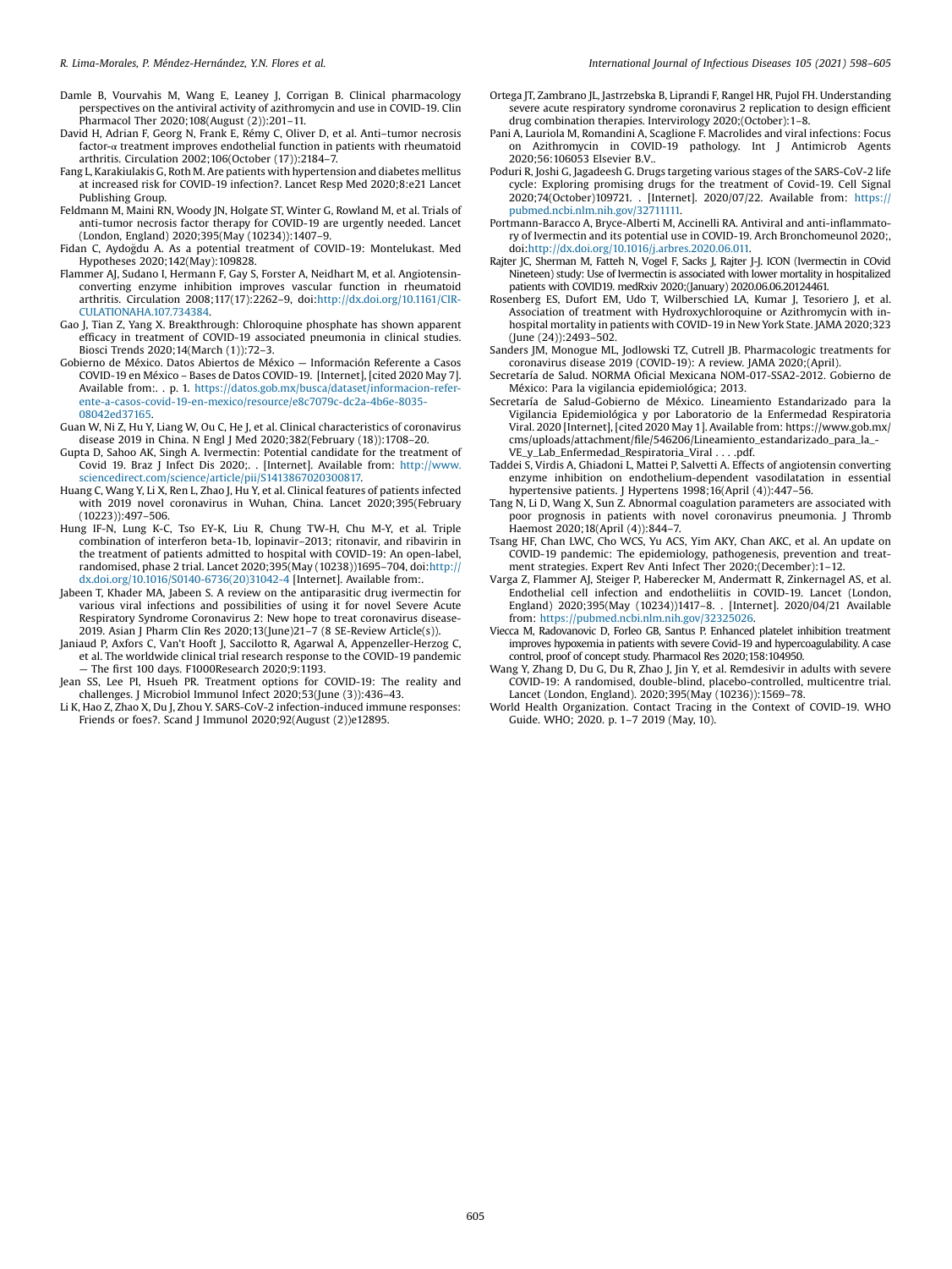Damle B, Vourvahis M, Wang E, Leaney J, Corrigan B. Clinical pharmacology perspectives on the antiviral activity of azithromycin and use in COVID-19. Clin Pharmacol Ther 2020;108(August (2)):201–11.

David H, Adrian F, Georg N, Frank E, Rémy C, Oliver D, et al. Anti–tumor necrosis factor-α treatment improves endothelial function in patients with rheumatoid arthritis. Circulation 2002;106(October (17)):2184–7.

Fang L, Karakiulakis G, Roth M. Are patients with hypertension and diabetes mellitus at increased risk for COVID-19 infection?. Lancet Resp Med 2020;8:e21 Lancet Publishing Group.

Feldmann M, Maini RN, Woody JN, Holgate ST, Winter G, Rowland M, et al. Trials of anti-tumor necrosis factor therapy for COVID-19 are urgently needed. Lancet (London, England) 2020;395(May (10234)):1407–9.

Fidan C, Aydoğdu A. As a potential treatment of COVID-19: Montelukast. Med Hypotheses 2020;142(May):109828.

Flammer AJ, Sudano I, Hermann F, Gay S, Forster A, Neidhart M, et al. Angiotensin-converting enzyme inhibition improves vascular function in rheumatoid arthritis. Circulation 2008;117(17):2262–9, doi:http://dx.doi.org/10.1161/CIRCULATIONAHA.107.734384.

Gao J, Tian Z, Yang X. Breakthrough: Chloroquine phosphate has shown apparent efficacy in treatment of COVID-19 associated pneumonia in clinical studies. Biosci Trends 2020;14(March (1)):72–3.

Gobierno de México. Datos Abiertos de México — Información Referente a Casos COVID-19 en México – Bases de Datos COVID-19. [Internet], [cited 2020 May 7]. Available from:. . p. 1. https://datos.gob.mx/busca/dataset/informacion-referente-a-casos-covid-19-en-mexico/resource/e8c7079c-dc2a-4b6e-8035-08042ed37165.

Guan W, Ni Z, Hu Y, Liang W, Ou C, He J, et al. Clinical characteristics of coronavirus disease 2019 in China. N Engl J Med 2020;382(February (18)):1708–20.

Gupta D, Sahoo AK, Singh A. Ivermectin: Potential candidate for the treatment of Covid 19. Braz J Infect Dis 2020;. . [Internet]. Available from: http://www.sciencedirect.com/science/article/pii/S1413867020300817.

Huang C, Wang Y, Li X, Ren L, Zhao J, Hu Y, et al. Clinical features of patients infected with 2019 novel coronavirus in Wuhan, China. Lancet 2020;395(February (10223)):497–506.

Hung IF-N, Lung K-C, Tso EY-K, Liu R, Chung TW-H, Chu M-Y, et al. Triple combination of interferon beta-1b, lopinavir–2013; ritonavir, and ribavirin in the treatment of patients admitted to hospital with COVID-19: An open-label, randomised, phase 2 trial. Lancet 2020;395(May (10238))1695–704, doi:http://dx.doi.org/10.1016/S0140-6736(20)31042-4 [Internet]. Available from:.

Jabeen T, Khader MA, Jabeen S. A review on the antiparasitic drug ivermectin for various viral infections and possibilities of using it for novel Severe Acute Respiratory Syndrome Coronavirus 2: New hope to treat coronavirus disease-2019. Asian J Pharm Clin Res 2020;13(June)21–7 (8 SE-Review Article(s)).

Janiaud P, Axfors C, Van't Hooft J, Saccilotto R, Agarwal A, Appenzeller-Herzog C, et al. The worldwide clinical trial research response to the COVID-19 pandemic — The first 100 days. F1000Research 2020;9:1193.

Jean SS, Lee PI, Hsueh PR. Treatment options for COVID-19: The reality and challenges. J Microbiol Immunol Infect 2020;53(June (3)):436–43.

Li K, Hao Z, Zhao X, Du J, Zhou Y. SARS-CoV-2 infection-induced immune responses: Friends or foes?. Scand J Immunol 2020;92(August (2))e12895.

Ortega JT, Zambrano JL, Jastrzebska B, Liprandi F, Rangel HR, Pujol FH. Understanding severe acute respiratory syndrome coronavirus 2 replication to design efficient drug combination therapies. Intervirology 2020;(October):1–8.

Pani A, Lauriola M, Romandini A, Scaglione F. Macrolides and viral infections: Focus on Azithromycin in COVID-19 pathology. Int J Antimicrob Agents 2020;56:106053 Elsevier B.V..

Poduri R, Joshi G, Jagadeesh G. Drugs targeting various stages of the SARS-CoV-2 life cycle: Exploring promising drugs for the treatment of Covid-19. Cell Signal 2020;74(October)109721. . [Internet]. 2020/07/22. Available from: https://pubmed.ncbi.nlm.nih.gov/32711111.

Portmann-Baracco A, Bryce-Alberti M, Accinelli RA. Antiviral and anti-inflammatory of Ivermectin and its potential use in COVID-19. Arch Bronchomeunol 2020;, doi:http://dx.doi.org/10.1016/j.arbres.2020.06.011.

Rajter JC, Sherman M, Fatteh N, Vogel F, Sacks J, Rajter J-J. ICON (Ivermectin in COvid Nineteen) study: Use of Ivermectin is associated with lower mortality in hospitalized patients with COVID19. medRxiv 2020;(January) 2020.06.06.20124461.

Rosenberg ES, Dufort EM, Udo T, Wilberschied LA, Kumar J, Tesoriero J, et al. Association of treatment with Hydroxychloroquine or Azithromycin with in-hospital mortality in patients with COVID-19 in New York State. JAMA 2020;323 (June (24)):2493–502.

Sanders JM, Monogue ML, Jodlowski TZ, Cutrell JB. Pharmacologic treatments for coronavirus disease 2019 (COVID-19): A review. JAMA 2020;(April).

Secretaría de Salud. NORMA Oficial Mexicana NOM-017-SSA2-2012. Gobierno de México: Para la vigilancia epidemiológica; 2013.

Secretaría de Salud-Gobierno de México. Lineamiento Estandarizado para la Vigilancia Epidemiológica y por Laboratorio de la Enfermedad Respiratoria Viral. 2020 [Internet], [cited 2020 May 1]. Available from: https://www.gob.mx/cms/uploads/attachment/file/546206/Lineamiento_estandarizado_para_la_-VE_y_Lab_Enfermedad_Respiratoria_Viral . . . .pdf.

Taddei S, Virdis A, Ghiadoni L, Mattei P, Salvetti A. Effects of angiotensin converting enzyme inhibition on endothelium-dependent vasodilatation in essential hypertensive patients. J Hypertens 1998;16(April (4)):447–56.

Tang N, Li D, Wang X, Sun Z. Abnormal coagulation parameters are associated with poor prognosis in patients with novel coronavirus pneumonia. J Thromb Haemost 2020;18(April (4)):844–7.

Tsang HF, Chan LWC, Cho WCS, Yu ACS, Yim AKY, Chan AKC, et al. An update on COVID-19 pandemic: The epidemiology, pathogenesis, prevention and treatment strategies. Expert Rev Anti Infect Ther 2020;(December):1–12.

Varga Z, Flammer AJ, Steiger P, Haberecker M, Andermatt R, Zinkernagel AS, et al. Endothelial cell infection and endotheliitis in COVID-19. Lancet (London, England) 2020;395(May (10234))1417–8. . [Internet]. 2020/04/21 Available from: https://pubmed.ncbi.nlm.nih.gov/32325026.

Viecca M, Radovanovic D, Forleo GB, Santus P. Enhanced platelet inhibition treatment improves hypoxemia in patients with severe Covid-19 and hypercoagulability. A case control, proof of concept study. Pharmacol Res 2020;158:104950.

Wang Y, Zhang D, Du G, Du R, Zhao J, Jin Y, et al. Remdesivir in adults with severe COVID-19: A randomised, double-blind, placebo-controlled, multicentre trial. Lancet (London, England). 2020;395(May (10236)):1569–78.

World Health Organization. Contact Tracing in the Context of COVID-19. WHO Guide. WHO; 2020. p. 1–7 2019 (May, 10).